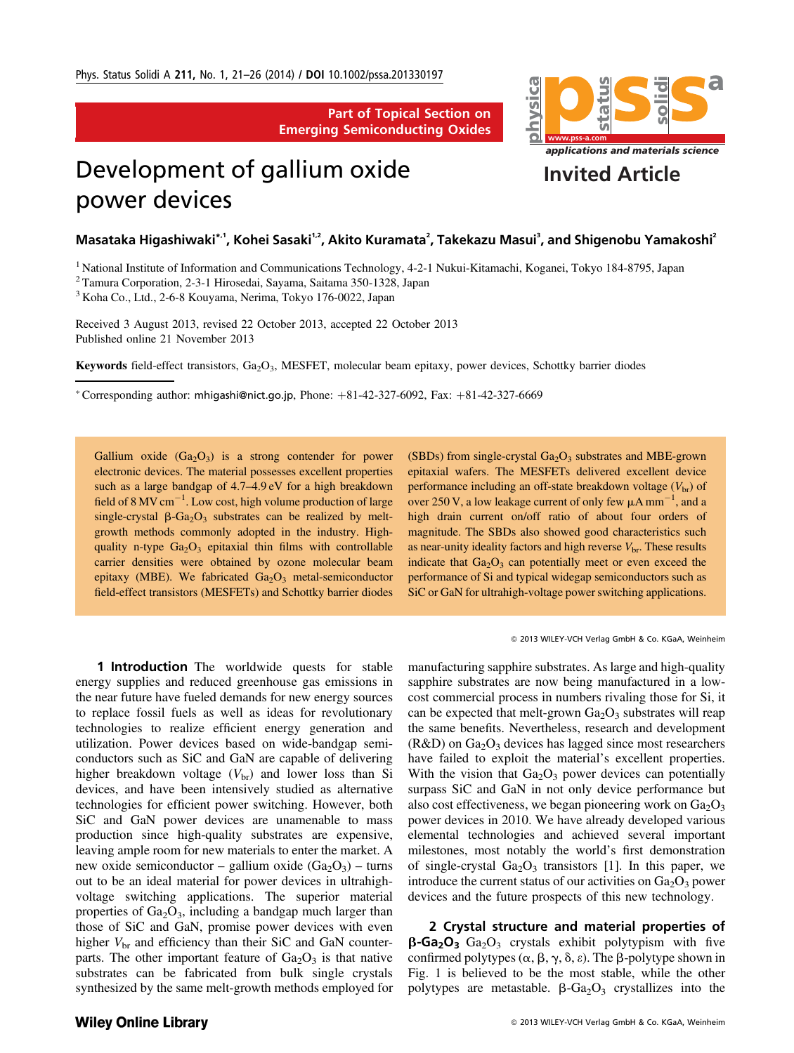Part of Topical Section on Emerging Semiconducting Oxides

Invited Article

# Development of gallium oxide power devices

**Masataka Higashiwaki**[*,1], **Kohei Sasaki**[1,2], **Akito Kuramata**[2], **Takekazu Masui**[3], **and Shigenobu Yamakoshi**[2]

[1] National Institute of Information and Communications Technology, 4-2-1 Nukui-Kitamachi, Koganei, Tokyo 184-8795, Japan
[2] Tamura Corporation, 2-3-1 Hirosedai, Sayama, Saitama 350-1328, Japan
[3] Koha Co., Ltd., 2-6-8 Kouyama, Nerima, Tokyo 176-0022, Japan

Received 3 August 2013, revised 22 October 2013, accepted 22 October 2013
Published online 21 November 2013

**Keywords** field-effect transistors, $Ga_2O_3$, MESFET, molecular beam epitaxy, power devices, Schottky barrier diodes

[*] Corresponding author: mhigashi@nict.go.jp, Phone: +81-42-327-6092, Fax: +81-42-327-6669

Gallium oxide ($Ga_2O_3$) is a strong contender for power electronic devices. The material possesses excellent properties such as a large bandgap of 4.7–4.9 eV for a high breakdown field of 8 MV $cm^{-1}$. Low cost, high volume production of large single-crystal $\beta$-$Ga_2O_3$ substrates can be realized by melt-growth methods commonly adopted in the industry. High-quality n-type $Ga_2O_3$ epitaxial thin films with controllable carrier densities were obtained by ozone molecular beam epitaxy (MBE). We fabricated $Ga_2O_3$ metal-semiconductor field-effect transistors (MESFETs) and Schottky barrier diodes (SBDs) from single-crystal $Ga_2O_3$ substrates and MBE-grown epitaxial wafers. The MESFETs delivered excellent device performance including an off-state breakdown voltage ($V_{br}$) of over 250 V, a low leakage current of only few μA $mm^{-1}$, and a high drain current on/off ratio of about four orders of magnitude. The SBDs also showed good characteristics such as near-unity ideality factors and high reverse $V_{br}$. These results indicate that $Ga_2O_3$ can potentially meet or even exceed the performance of Si and typical widegap semiconductors such as SiC or GaN for ultrahigh-voltage power switching applications.

© 2013 WILEY-VCH Verlag GmbH & Co. KGaA, Weinheim

## 1 Introduction

The worldwide quests for stable energy supplies and reduced greenhouse gas emissions in the near future have fueled demands for new energy sources to replace fossil fuels as well as ideas for revolutionary technologies to realize efficient energy generation and utilization. Power devices based on wide-bandgap semiconductors such as SiC and GaN are capable of delivering higher breakdown voltage ($V_{br}$) and lower loss than Si devices, and have been intensively studied as alternative technologies for efficient power switching. However, both SiC and GaN power devices are unamenable to mass production since high-quality substrates are expensive, leaving ample room for new materials to enter the market. A new oxide semiconductor – gallium oxide ($Ga_2O_3$) – turns out to be an ideal material for power devices in ultrahigh-voltage switching applications. The superior material properties of $Ga_2O_3$, including a bandgap much larger than those of SiC and GaN, promise power devices with even higher $V_{br}$ and efficiency than their SiC and GaN counterparts. The other important feature of $Ga_2O_3$ is that native substrates can be fabricated from bulk single crystals synthesized by the same melt-growth methods employed for manufacturing sapphire substrates. As large and high-quality sapphire substrates are now being manufactured in a low-cost commercial process in numbers rivaling those for Si, it can be expected that melt-grown $Ga_2O_3$ substrates will reap the same benefits. Nevertheless, research and development (R&D) on $Ga_2O_3$ devices has lagged since most researchers have failed to exploit the material's excellent properties. With the vision that $Ga_2O_3$ power devices can potentially surpass SiC and GaN in not only device performance but also cost effectiveness, we began pioneering work on $Ga_2O_3$ power devices in 2010. We have already developed various elemental technologies and achieved several important milestones, most notably the world's first demonstration of single-crystal $Ga_2O_3$ transistors [1]. In this paper, we introduce the current status of our activities on $Ga_2O_3$ power devices and the future prospects of this new technology.

## 2 Crystal structure and material properties of $\beta$-$Ga_2O_3$

$Ga_2O_3$ crystals exhibit polytypism with five confirmed polytypes ($\alpha$, $\beta$, $\gamma$, $\delta$, $\varepsilon$). The $\beta$-polytype shown in Fig. 1 is believed to be the most stable, while the other polytypes are metastable. $\beta$-$Ga_2O_3$ crystallizes into the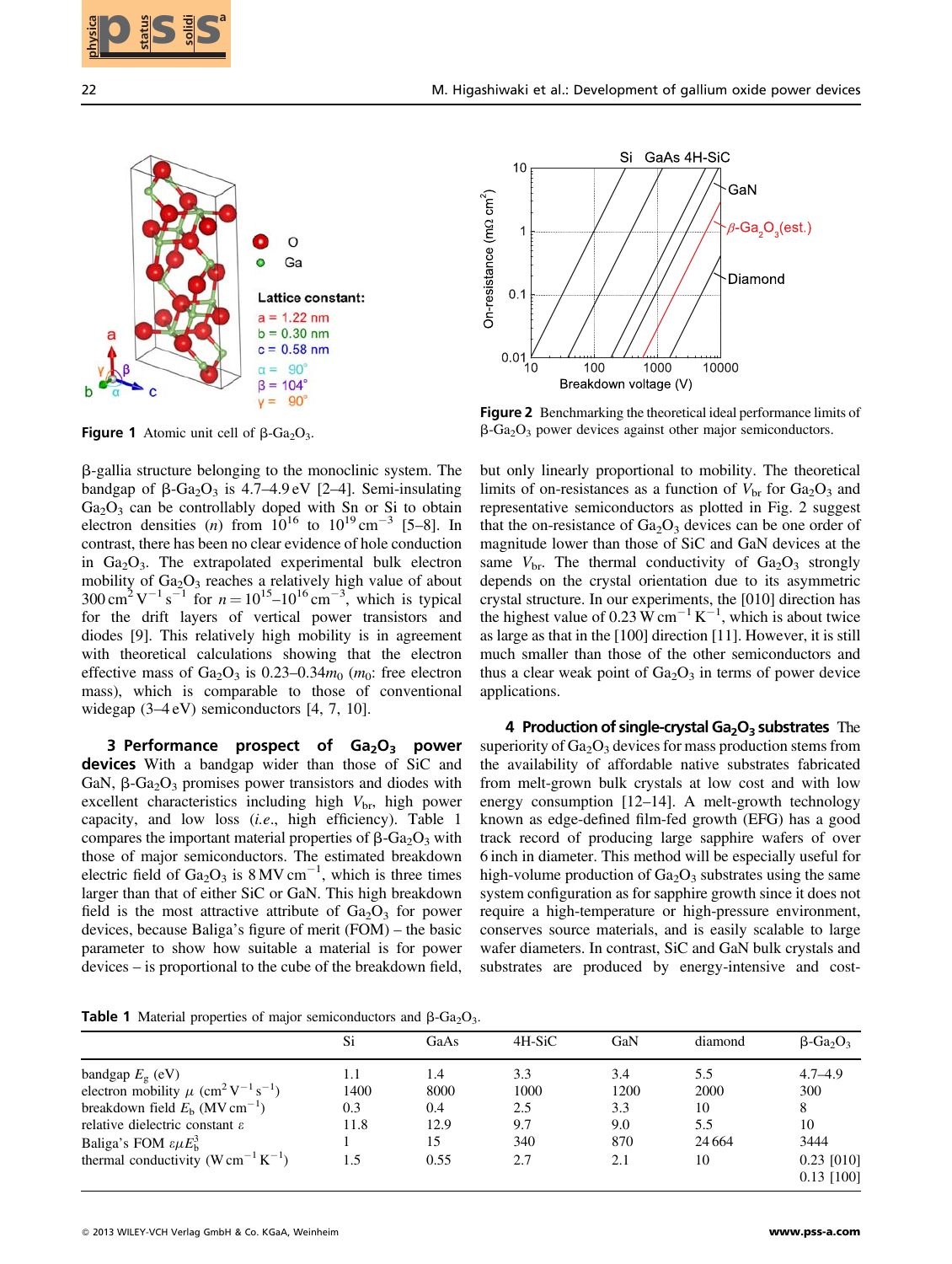Figure 1 Atomic unit cell of $\beta$-$Ga_2O_3$.

Figure 2 Benchmarking the theoretical ideal performance limits of $\beta$-$Ga_2O_3$ power devices against other major semiconductors.

$\beta$-gallia structure belonging to the monoclinic system. The bandgap of $\beta$-$Ga_2O_3$ is 4.7–4.9 eV [2–4]. Semi-insulating $Ga_2O_3$ can be controllably doped with Sn or Si to obtain electron densities ($n$) from $10^{16}$ to $10^{19}\,cm^{-3}$ [5–8]. In contrast, there has been no clear evidence of hole conduction in $Ga_2O_3$. The extrapolated experimental bulk electron mobility of $Ga_2O_3$ reaches a relatively high value of about $300\,cm^2\,V^{-1}\,s^{-1}$ for $n = 10^{15}$–$10^{16}\,cm^{-3}$, which is typical for the drift layers of vertical power transistors and diodes [9]. This relatively high mobility is in agreement with theoretical calculations showing that the electron effective mass of $Ga_2O_3$ is 0.23–0.34$m_0$ ($m_0$: free electron mass), which is comparable to those of conventional widegap (3–4 eV) semiconductors [4, 7, 10].

## 3 Performance prospect of $Ga_2O_3$ power devices

With a bandgap wider than those of SiC and GaN, $\beta$-$Ga_2O_3$ promises power transistors and diodes with excellent characteristics including high $V_{br}$, high power capacity, and low loss (*i.e.*, high efficiency). Table 1 compares the important material properties of $\beta$-$Ga_2O_3$ with those of major semiconductors. The estimated breakdown electric field of $Ga_2O_3$ is $8\,MV\,cm^{-1}$, which is three times larger than that of either SiC or GaN. This high breakdown field is the most attractive attribute of $Ga_2O_3$ for power devices, because Baliga's figure of merit (FOM) – the basic parameter to show how suitable a material is for power devices – is proportional to the cube of the breakdown field, but only linearly proportional to mobility. The theoretical limits of on-resistances as a function of $V_{br}$ for $Ga_2O_3$ and representative semiconductors as plotted in Fig. 2 suggest that the on-resistance of $Ga_2O_3$ devices can be one order of magnitude lower than those of SiC and GaN devices at the same $V_{br}$. The thermal conductivity of $Ga_2O_3$ strongly depends on the crystal orientation due to its asymmetric crystal structure. In our experiments, the [010] direction has the highest value of $0.23\,W\,cm^{-1}\,K^{-1}$, which is about twice as large as that in the [100] direction [11]. However, it is still much smaller than those of the other semiconductors and thus a clear weak point of $Ga_2O_3$ in terms of power device applications.

## 4 Production of single-crystal $Ga_2O_3$ substrates

The superiority of $Ga_2O_3$ devices for mass production stems from the availability of affordable native substrates fabricated from melt-grown bulk crystals at low cost and with low energy consumption [12–14]. A melt-growth technology known as edge-defined film-fed growth (EFG) has a good track record of producing large sapphire wafers of over 6 inch in diameter. This method will be especially useful for high-volume production of $Ga_2O_3$ substrates using the same system configuration as for sapphire growth since it does not require a high-temperature or high-pressure environment, conserves source materials, and is easily scalable to large wafer diameters. In contrast, SiC and GaN bulk crystals and substrates are produced by energy-intensive and cost-

**Table 1** Material properties of major semiconductors and $\beta$-$Ga_2O_3$.

| | Si | GaAs | 4H-SiC | GaN | diamond | $\beta$-$Ga_2O_3$ |
|---|---|---|---|---|---|---|
| bandgap $E_g$ (eV) | 1.1 | 1.4 | 3.3 | 3.4 | 5.5 | 4.7–4.9 |
| electron mobility $\mu$ ($cm^2\,V^{-1}\,s^{-1}$) | 1400 | 8000 | 1000 | 1200 | 2000 | 300 |
| breakdown field $E_b$ ($MV\,cm^{-1}$) | 0.3 | 0.4 | 2.5 | 3.3 | 10 | 8 |
| relative dielectric constant $\varepsilon$ | 11.8 | 12.9 | 9.7 | 9.0 | 5.5 | 10 |
| Baliga's FOM $\varepsilon\mu E_b^3$ | 1 | 15 | 340 | 870 | 24 664 | 3444 |
| thermal conductivity ($W\,cm^{-1}\,K^{-1}$) | 1.5 | 0.55 | 2.7 | 2.1 | 10 | 0.23 [010]<br>0.13 [100] |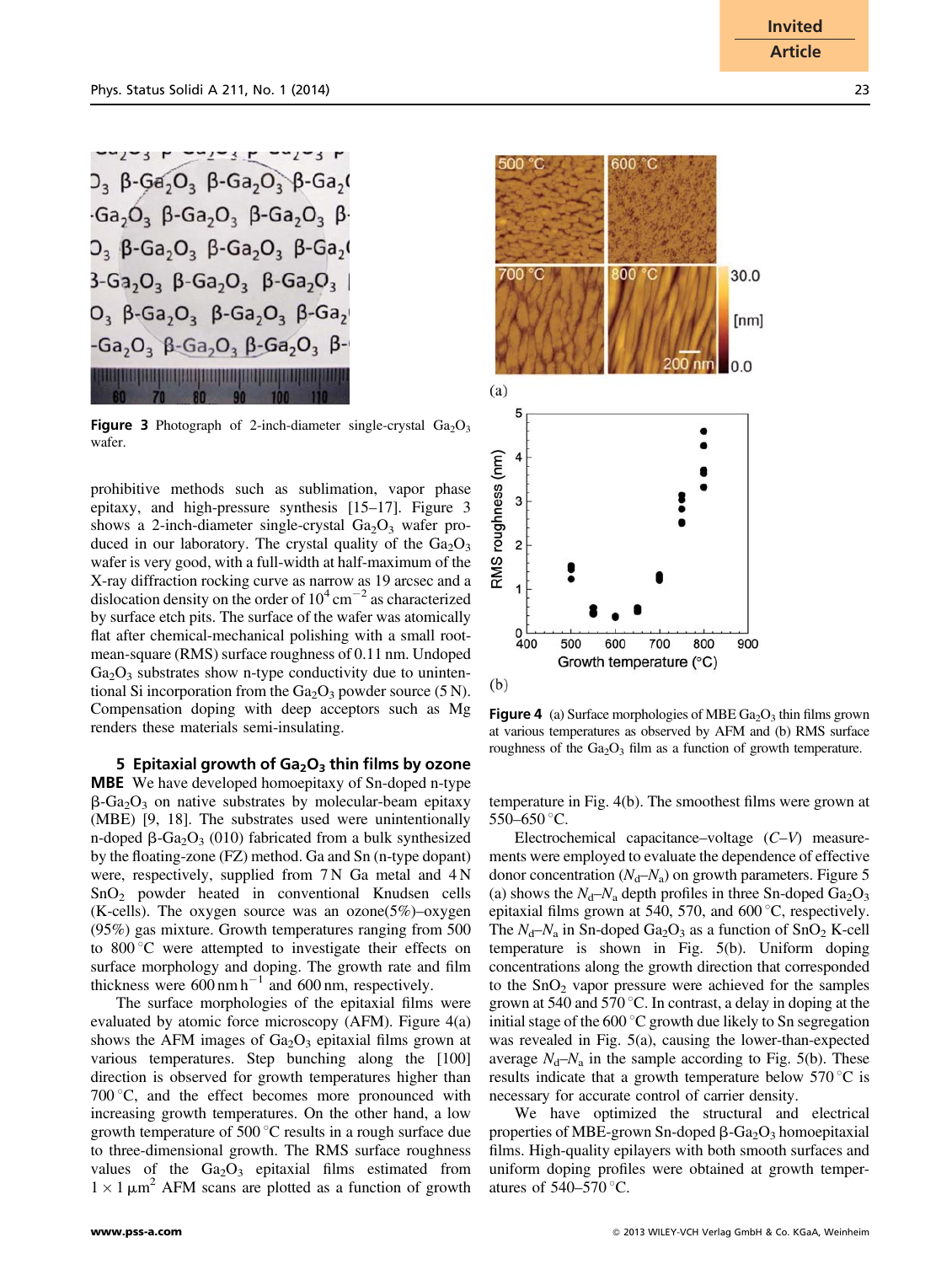Figure 3 Photograph of 2-inch-diameter single-crystal $Ga_2O_3$ wafer.

prohibitive methods such as sublimation, vapor phase epitaxy, and high-pressure synthesis [15–17]. Figure 3 shows a 2-inch-diameter single-crystal $Ga_2O_3$ wafer produced in our laboratory. The crystal quality of the $Ga_2O_3$ wafer is very good, with a full-width at half-maximum of the X-ray diffraction rocking curve as narrow as 19 arcsec and a dislocation density on the order of $10^4$ cm$^{-2}$ as characterized by surface etch pits. The surface of the wafer was atomically flat after chemical-mechanical polishing with a small root-mean-square (RMS) surface roughness of 0.11 nm. Undoped $Ga_2O_3$ substrates show n-type conductivity due to unintentional Si incorporation from the $Ga_2O_3$ powder source (5 N). Compensation doping with deep acceptors such as Mg renders these materials semi-insulating.

## 5 Epitaxial growth of $Ga_2O_3$ thin films by ozone MBE

We have developed homoepitaxy of Sn-doped n-type β-$Ga_2O_3$ on native substrates by molecular-beam epitaxy (MBE) [9, 18]. The substrates used were unintentionally n-doped β-$Ga_2O_3$ (010) fabricated from a bulk synthesized by the floating-zone (FZ) method. Ga and Sn (n-type dopant) were, respectively, supplied from 7 N Ga metal and 4 N $SnO_2$ powder heated in conventional Knudsen cells (K-cells). The oxygen source was an ozone(5%)–oxygen (95%) gas mixture. Growth temperatures ranging from 500 to 800 °C were attempted to investigate their effects on surface morphology and doping. The growth rate and film thickness were 600 nm h$^{-1}$ and 600 nm, respectively.

The surface morphologies of the epitaxial films were evaluated by atomic force microscopy (AFM). Figure 4(a) shows the AFM images of $Ga_2O_3$ epitaxial films grown at various temperatures. Step bunching along the [100] direction is observed for growth temperatures higher than 700 °C, and the effect becomes more pronounced with increasing growth temperatures. On the other hand, a low growth temperature of 500 °C results in a rough surface due to three-dimensional growth. The RMS surface roughness values of the $Ga_2O_3$ epitaxial films estimated from $1 \times 1\ \mu m^2$ AFM scans are plotted as a function of growth temperature in Fig. 4(b). The smoothest films were grown at 550–650 °C.

Figure 4 (a) Surface morphologies of MBE $Ga_2O_3$ thin films grown at various temperatures as observed by AFM and (b) RMS surface roughness of the $Ga_2O_3$ film as a function of growth temperature.

Electrochemical capacitance–voltage ($C$–$V$) measurements were employed to evaluate the dependence of effective donor concentration ($N_d$–$N_a$) on growth parameters. Figure 5 (a) shows the $N_d$–$N_a$ depth profiles in three Sn-doped $Ga_2O_3$ epitaxial films grown at 540, 570, and 600 °C, respectively. The $N_d$–$N_a$ in Sn-doped $Ga_2O_3$ as a function of $SnO_2$ K-cell temperature is shown in Fig. 5(b). Uniform doping concentrations along the growth direction that corresponded to the $SnO_2$ vapor pressure were achieved for the samples grown at 540 and 570 °C. In contrast, a delay in doping at the initial stage of the 600 °C growth due likely to Sn segregation was revealed in Fig. 5(a), causing the lower-than-expected average $N_d$–$N_a$ in the sample according to Fig. 5(b). These results indicate that a growth temperature below 570 °C is necessary for accurate control of carrier density.

We have optimized the structural and electrical properties of MBE-grown Sn-doped β-$Ga_2O_3$ homoepitaxial films. High-quality epilayers with both smooth surfaces and uniform doping profiles were obtained at growth temperatures of 540–570 °C.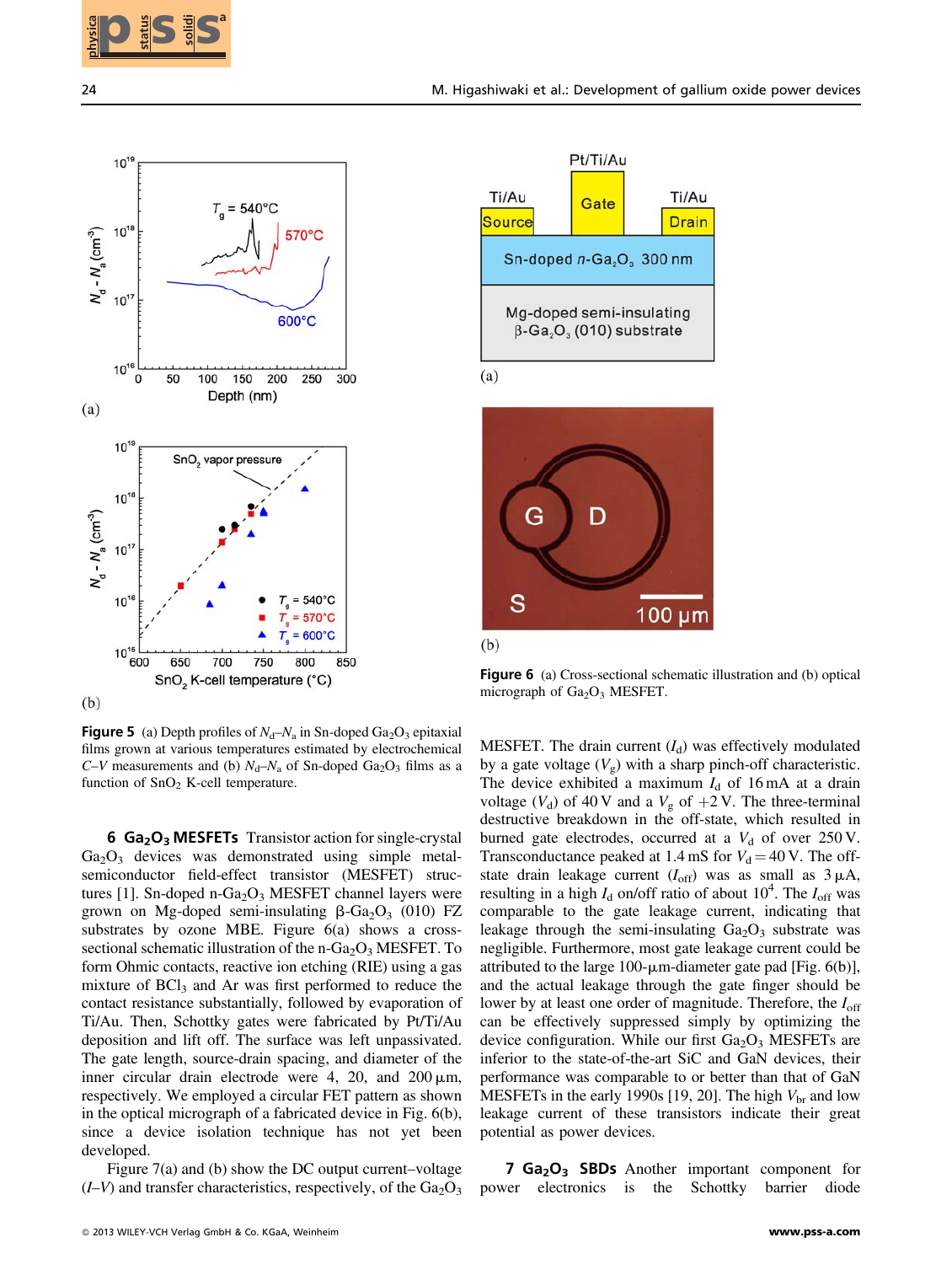**Figure 5** (a) Depth profiles of $N_d$–$N_a$ in Sn-doped $Ga_2O_3$ epitaxial films grown at various temperatures estimated by electrochemical *C–V* measurements and (b) $N_d$–$N_a$ of Sn-doped $Ga_2O_3$ films as a function of $SnO_2$ K-cell temperature.

**Figure 6** (a) Cross-sectional schematic illustration and (b) optical micrograph of $Ga_2O_3$ MESFET.

## 6 $Ga_2O_3$ MESFETs

Transistor action for single-crystal $Ga_2O_3$ devices was demonstrated using simple metal-semiconductor field-effect transistor (MESFET) structures [1]. Sn-doped n-$Ga_2O_3$ MESFET channel layers were grown on Mg-doped semi-insulating β-$Ga_2O_3$ (010) FZ substrates by ozone MBE. Figure 6(a) shows a cross-sectional schematic illustration of the n-$Ga_2O_3$ MESFET. To form Ohmic contacts, reactive ion etching (RIE) using a gas mixture of $BCl_3$ and Ar was first performed to reduce the contact resistance substantially, followed by evaporation of Ti/Au. Then, Schottky gates were fabricated by Pt/Ti/Au deposition and lift off. The surface was left unpassivated. The gate length, source-drain spacing, and diameter of the inner circular drain electrode were 4, 20, and 200 μm, respectively. We employed a circular FET pattern as shown in the optical micrograph of a fabricated device in Fig. 6(b), since a device isolation technique has not yet been developed.

Figure 7(a) and (b) show the DC output current–voltage (*I–V*) and transfer characteristics, respectively, of the $Ga_2O_3$ MESFET. The drain current ($I_d$) was effectively modulated by a gate voltage ($V_g$) with a sharp pinch-off characteristic. The device exhibited a maximum $I_d$ of 16 mA at a drain voltage ($V_d$) of 40 V and a $V_g$ of +2 V. The three-terminal destructive breakdown in the off-state, which resulted in burned gate electrodes, occurred at a $V_d$ of over 250 V. Transconductance peaked at 1.4 mS for $V_d = 40$ V. The off-state drain leakage current ($I_{off}$) was as small as 3 μA, resulting in a high $I_d$ on/off ratio of about $10^4$. The $I_{off}$ was comparable to the gate leakage current, indicating that leakage through the semi-insulating $Ga_2O_3$ substrate was negligible. Furthermore, most gate leakage current could be attributed to the large 100-μm-diameter gate pad [Fig. 6(b)], and the actual leakage through the gate finger should be lower by at least one order of magnitude. Therefore, the $I_{off}$ can be effectively suppressed simply by optimizing the device configuration. While our first $Ga_2O_3$ MESFETs are inferior to the state-of-the-art SiC and GaN devices, their performance was comparable to or better than that of GaN MESFETs in the early 1990s [19, 20]. The high $V_{br}$ and low leakage current of these transistors indicate their great potential as power devices.

## 7 $Ga_2O_3$ SBDs

Another important component for power electronics is the Schottky barrier diode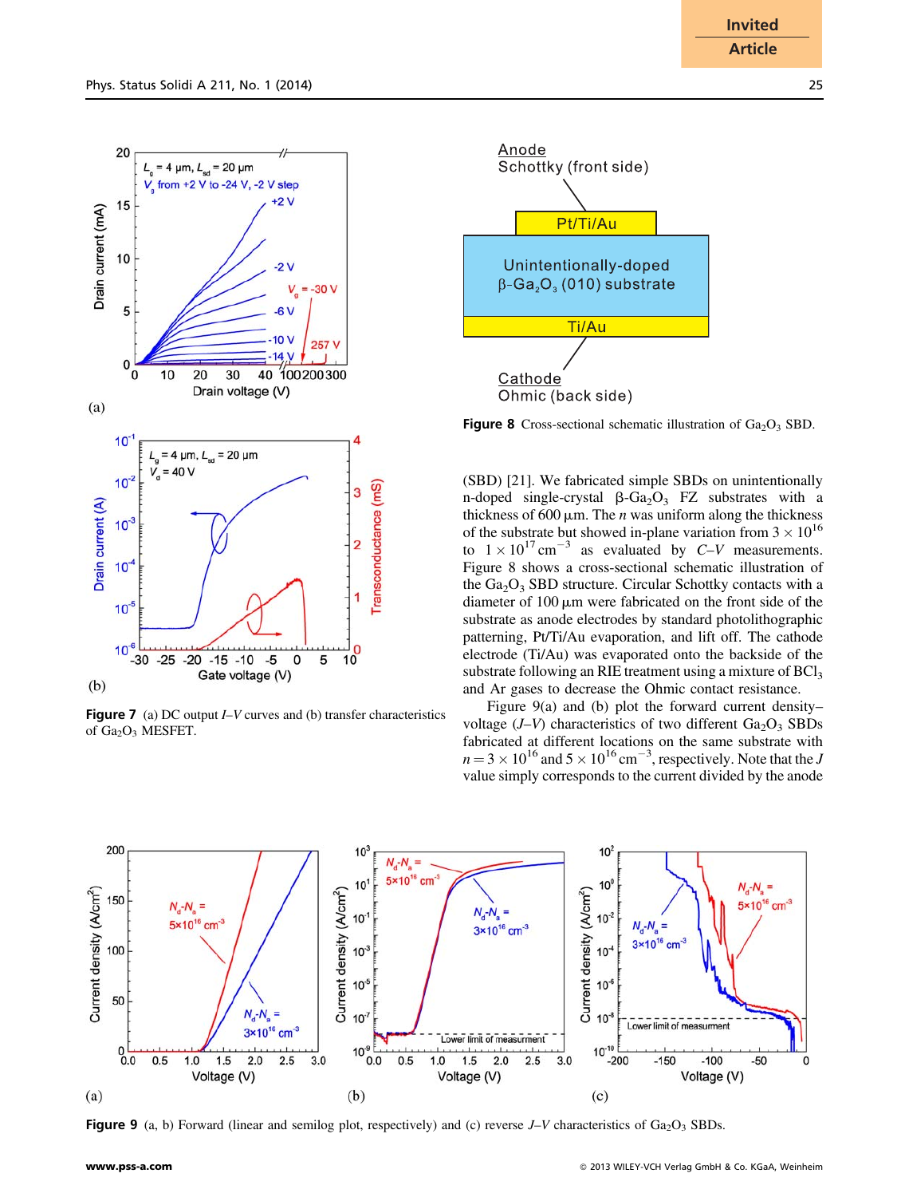Figure 7 (a) DC output $I$–$V$ curves and (b) transfer characteristics of $Ga_2O_3$ MESFET.

Figure 8 Cross-sectional schematic illustration of $Ga_2O_3$ SBD.

(SBD) [21]. We fabricated simple SBDs on unintentionally n-doped single-crystal $\beta$-$Ga_2O_3$ FZ substrates with a thickness of 600 μm. The $n$ was uniform along the thickness of the substrate but showed in-plane variation from $3 \times 10^{16}$ to $1 \times 10^{17}\,cm^{-3}$ as evaluated by $C$–$V$ measurements. Figure 8 shows a cross-sectional schematic illustration of the $Ga_2O_3$ SBD structure. Circular Schottky contacts with a diameter of 100 μm were fabricated on the front side of the substrate as anode electrodes by standard photolithographic patterning, Pt/Ti/Au evaporation, and lift off. The cathode electrode (Ti/Au) was evaporated onto the backside of the substrate following an RIE treatment using a mixture of $BCl_3$ and Ar gases to decrease the Ohmic contact resistance.

Figure 9(a) and (b) plot the forward current density–voltage ($J$–$V$) characteristics of two different $Ga_2O_3$ SBDs fabricated at different locations on the same substrate with $n = 3 \times 10^{16}$ and $5 \times 10^{16}\,cm^{-3}$, respectively. Note that the $J$ value simply corresponds to the current divided by the anode

Figure 9 (a, b) Forward (linear and semilog plot, respectively) and (c) reverse $J$–$V$ characteristics of $Ga_2O_3$ SBDs.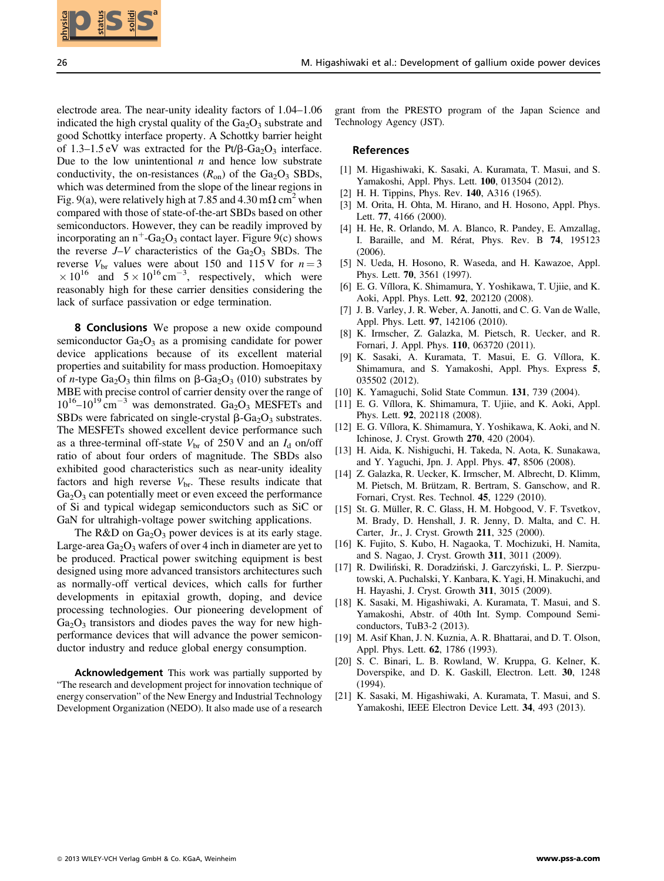electrode area. The near-unity ideality factors of 1.04–1.06 indicated the high crystal quality of the $Ga_2O_3$ substrate and good Schottky interface property. A Schottky barrier height of 1.3–1.5 eV was extracted for the Pt/β-$Ga_2O_3$ interface. Due to the low unintentional $n$ and hence low substrate conductivity, the on-resistances ($R_{on}$) of the $Ga_2O_3$ SBDs, which was determined from the slope of the linear regions in Fig. 9(a), were relatively high at 7.85 and 4.30 $m\Omega\,cm^2$ when compared with those of state-of-the-art SBDs based on other semiconductors. However, they can be readily improved by incorporating an $n^+$-$Ga_2O_3$ contact layer. Figure 9(c) shows the reverse $J$–$V$ characteristics of the $Ga_2O_3$ SBDs. The reverse $V_{br}$ values were about 150 and 115 V for $n = 3 \times 10^{16}$ and $5 \times 10^{16}\,cm^{-3}$, respectively, which were reasonably high for these carrier densities considering the lack of surface passivation or edge termination.

## 8 Conclusions

We propose a new oxide compound semiconductor $Ga_2O_3$ as a promising candidate for power device applications because of its excellent material properties and suitability for mass production. Homoepitaxy of $n$-type $Ga_2O_3$ thin films on β-$Ga_2O_3$ (010) substrates by MBE with precise control of carrier density over the range of $10^{16}$–$10^{19}\,cm^{-3}$ was demonstrated. $Ga_2O_3$ MESFETs and SBDs were fabricated on single-crystal β-$Ga_2O_3$ substrates. The MESFETs showed excellent device performance such as a three-terminal off-state $V_{br}$ of 250 V and an $I_d$ on/off ratio of about four orders of magnitude. The SBDs also exhibited good characteristics such as near-unity ideality factors and high reverse $V_{br}$. These results indicate that $Ga_2O_3$ can potentially meet or even exceed the performance of Si and typical widegap semiconductors such as SiC or GaN for ultrahigh-voltage power switching applications.

The R&D on $Ga_2O_3$ power devices is at its early stage. Large-area $Ga_2O_3$ wafers of over 4 inch in diameter are yet to be produced. Practical power switching equipment is best designed using more advanced transistors architectures such as normally-off vertical devices, which calls for further developments in epitaxial growth, doping, and device processing technologies. Our pioneering development of $Ga_2O_3$ transistors and diodes paves the way for new high-performance devices that will advance the power semiconductor industry and reduce global energy consumption.

**Acknowledgement** This work was partially supported by "The research and development project for innovation technique of energy conservation" of the New Energy and Industrial Technology Development Organization (NEDO). It also made use of a research grant from the PRESTO program of the Japan Science and Technology Agency (JST).

## References

[1] M. Higashiwaki, K. Sasaki, A. Kuramata, T. Masui, and S. Yamakoshi, Appl. Phys. Lett. **100**, 013504 (2012).

[2] H. H. Tippins, Phys. Rev. **140**, A316 (1965).

[3] M. Orita, H. Ohta, M. Hirano, and H. Hosono, Appl. Phys. Lett. **77**, 4166 (2000).

[4] H. He, R. Orlando, M. A. Blanco, R. Pandey, E. Amzallag, I. Baraille, and M. Rérat, Phys. Rev. B **74**, 195123 (2006).

[5] N. Ueda, H. Hosono, R. Waseda, and H. Kawazoe, Appl. Phys. Lett. **70**, 3561 (1997).

[6] E. G. Víllora, K. Shimamura, Y. Yoshikawa, T. Ujiie, and K. Aoki, Appl. Phys. Lett. **92**, 202120 (2008).

[7] J. B. Varley, J. R. Weber, A. Janotti, and C. G. Van de Walle, Appl. Phys. Lett. **97**, 142106 (2010).

[8] K. Irmscher, Z. Galazka, M. Pietsch, R. Uecker, and R. Fornari, J. Appl. Phys. **110**, 063720 (2011).

[9] K. Sasaki, A. Kuramata, T. Masui, E. G. Víllora, K. Shimamura, and S. Yamakoshi, Appl. Phys. Express **5**, 035502 (2012).

[10] K. Yamaguchi, Solid State Commun. **131**, 739 (2004).

[11] E. G. Víllora, K. Shimamura, T. Ujiie, and K. Aoki, Appl. Phys. Lett. **92**, 202118 (2008).

[12] E. G. Víllora, K. Shimamura, Y. Yoshikawa, K. Aoki, and N. Ichinose, J. Cryst. Growth **270**, 420 (2004).

[13] H. Aida, K. Nishiguchi, H. Takeda, N. Aota, K. Sunakawa, and Y. Yaguchi, Jpn. J. Appl. Phys. **47**, 8506 (2008).

[14] Z. Galazka, R. Uecker, K. Irmscher, M. Albrecht, D. Klimm, M. Pietsch, M. Brützam, R. Bertram, S. Ganschow, and R. Fornari, Cryst. Res. Technol. **45**, 1229 (2010).

[15] St. G. Müller, R. C. Glass, H. M. Hobgood, V. F. Tsvetkov, M. Brady, D. Henshall, J. R. Jenny, D. Malta, and C. H. Carter, Jr., J. Cryst. Growth **211**, 325 (2000).

[16] K. Fujito, S. Kubo, H. Nagaoka, T. Mochizuki, H. Namita, and S. Nagao, J. Cryst. Growth **311**, 3011 (2009).

[17] R. Dwiliński, R. Doradziński, J. Garczyński, L. P. Sierzputowski, A. Puchalski, Y. Kanbara, K. Yagi, H. Minakuchi, and H. Hayashi, J. Cryst. Growth **311**, 3015 (2009).

[18] K. Sasaki, M. Higashiwaki, A. Kuramata, T. Masui, and S. Yamakoshi, Abstr. of 40th Int. Symp. Compound Semiconductors, TuB3-2 (2013).

[19] M. Asif Khan, J. N. Kuznia, A. R. Bhattarai, and D. T. Olson, Appl. Phys. Lett. **62**, 1786 (1993).

[20] S. C. Binari, L. B. Rowland, W. Kruppa, G. Kelner, K. Doverspike, and D. K. Gaskill, Electron. Lett. **30**, 1248 (1994).

[21] K. Sasaki, M. Higashiwaki, A. Kuramata, T. Masui, and S. Yamakoshi, IEEE Electron Device Lett. **34**, 493 (2013).